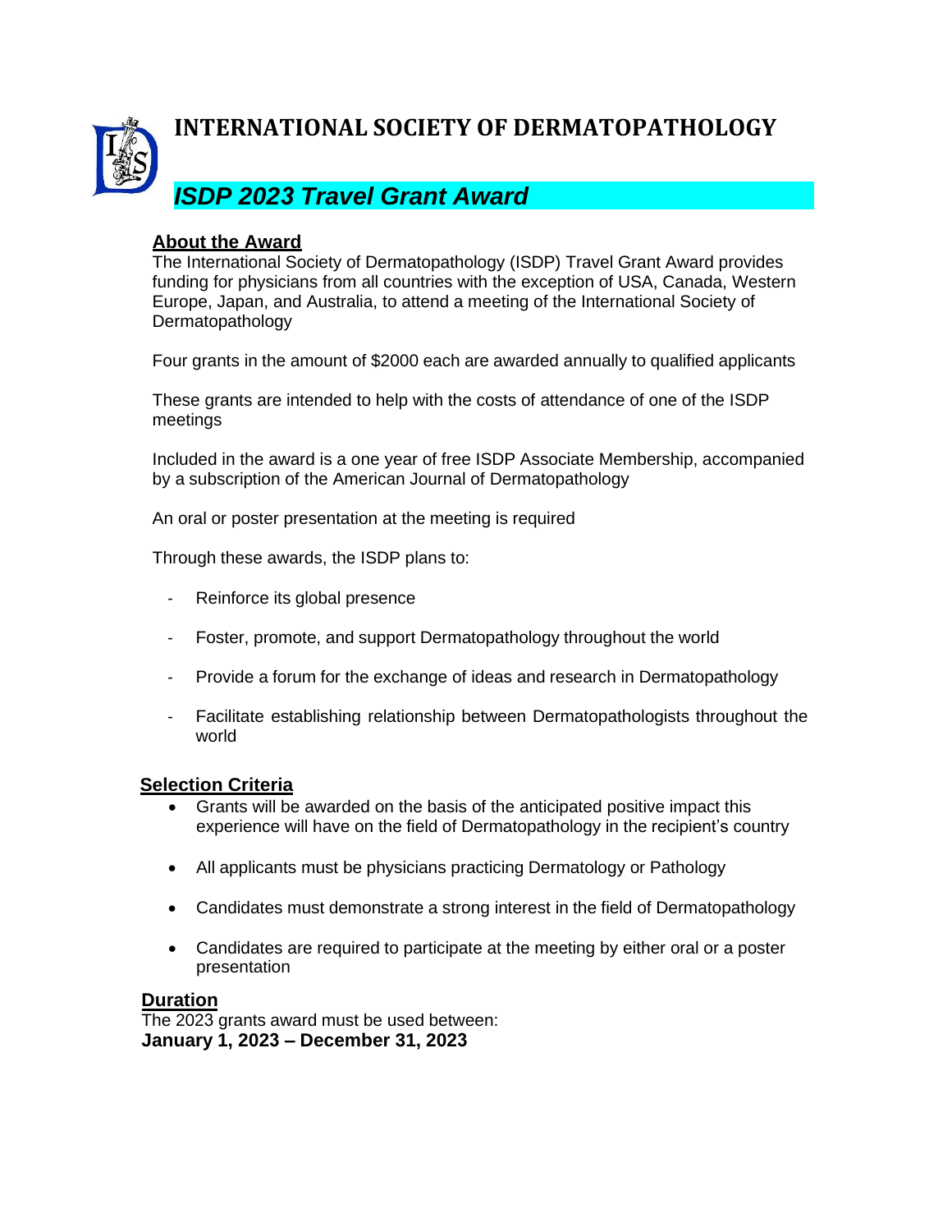# INTERNATIONAL SOCIETY OF DERMATOPATHOLOGY

## *ISDP 2023 Travel Grant Award*

### About the Award

The International Society of Dermatopathology (ISDP) Travel Grant Award provides funding for physicians from all countries with the exception of USA, Canada, Western Europe, Japan, and Australia, to attend a meeting of the International Society of Dermatopathology

Four grants in the amount of $2000 each are awarded annually to qualified applicants

These grants are intended to help with the costs of attendance of one of the ISDP meetings

Included in the award is a one year of free ISDP Associate Membership, accompanied by a subscription of the American Journal of Dermatopathology

An oral or poster presentation at the meeting is required

Through these awards, the ISDP plans to:

- Reinforce its global presence
- Foster, promote, and support Dermatopathology throughout the world
- Provide a forum for the exchange of ideas and research in Dermatopathology
- Facilitate establishing relationship between Dermatopathologists throughout the world

### Selection Criteria

- Grants will be awarded on the basis of the anticipated positive impact this experience will have on the field of Dermatopathology in the recipient's country
- All applicants must be physicians practicing Dermatology or Pathology
- Candidates must demonstrate a strong interest in the field of Dermatopathology
- Candidates are required to participate at the meeting by either oral or a poster presentation

### Duration

The 2023 grants award must be used between:
**January 1, 2023 – December 31, 2023**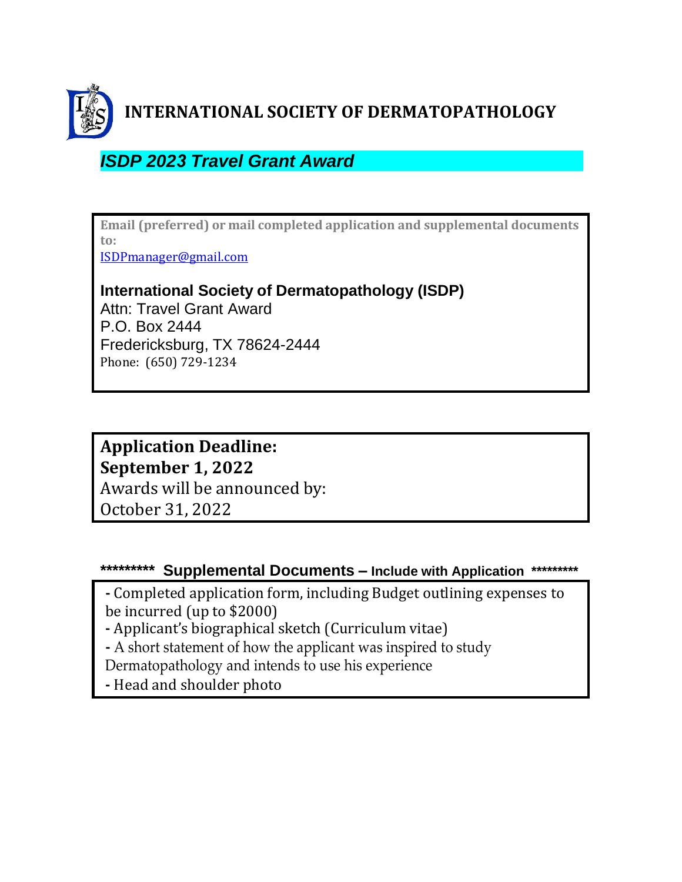# INTERNATIONAL SOCIETY OF DERMATOPATHOLOGY

## *ISDP 2023 Travel Grant Award*

**Email (preferred) or mail completed application and supplemental documents to:**
ISDPmanager@gmail.com

**International Society of Dermatopathology (ISDP)**
Attn: Travel Grant Award
P.O. Box 2444
Fredericksburg, TX 78624-2444
Phone: (650) 729-1234

**Application Deadline:**
**September 1, 2022**
Awards will be announced by:
October 31, 2022

**********  Supplemental Documents – Include with Application  *********

- Completed application form, including Budget outlining expenses to be incurred (up to $2000)
- Applicant's biographical sketch (Curriculum vitae)
- A short statement of how the applicant was inspired to study Dermatopathology and intends to use his experience
- Head and shoulder photo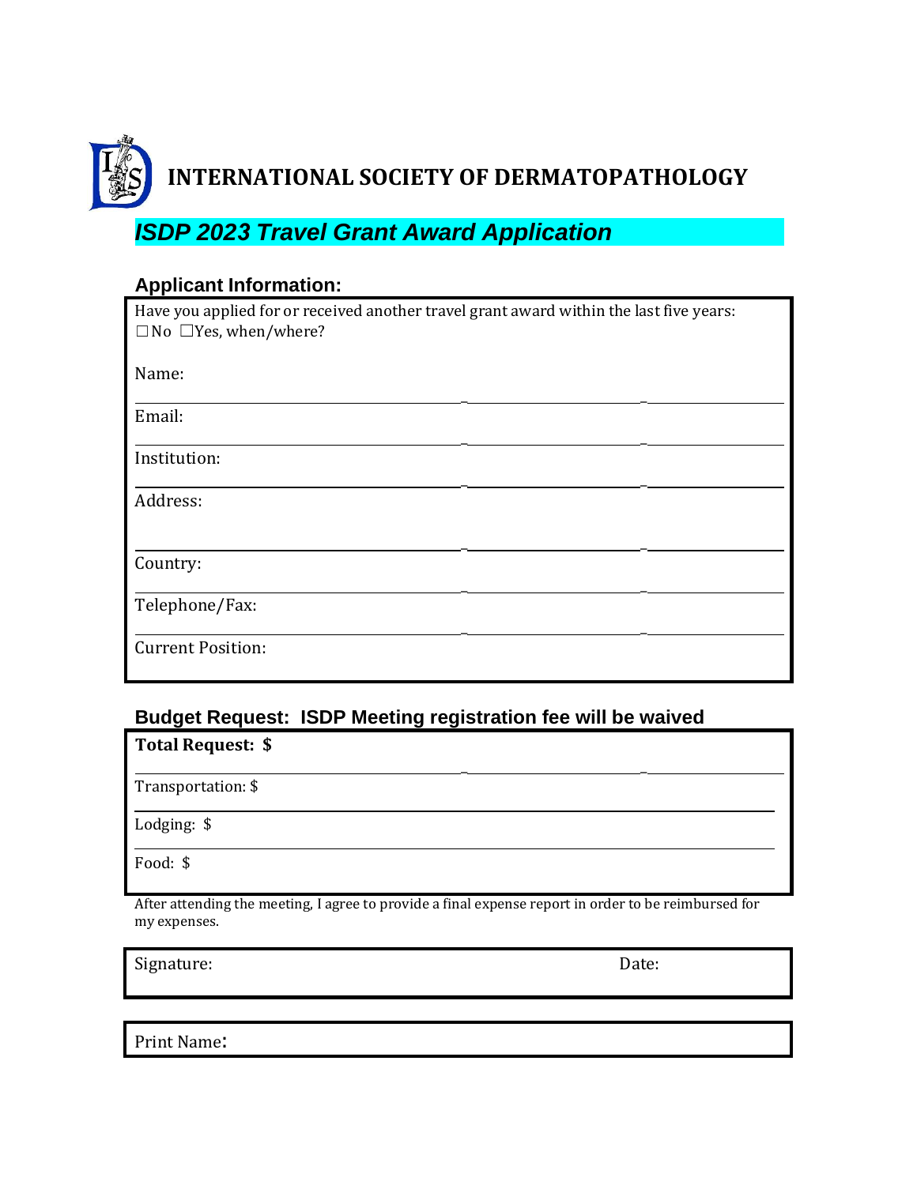# INTERNATIONAL SOCIETY OF DERMATOPATHOLOGY

## *ISDP 2023 Travel Grant Award Application*

### Applicant Information:

Have you applied for or received another travel grant award within the last five years:
☐No ☐Yes, when/where?

Name:

Email:

Institution:

Address:

Country:

Telephone/Fax:

Current Position:

### Budget Request: ISDP Meeting registration fee will be waived

**Total Request: $**

Transportation: $

Lodging: $

Food: $

After attending the meeting, I agree to provide a final expense report in order to be reimbursed for my expenses.

Signature: Date:

Print Name: